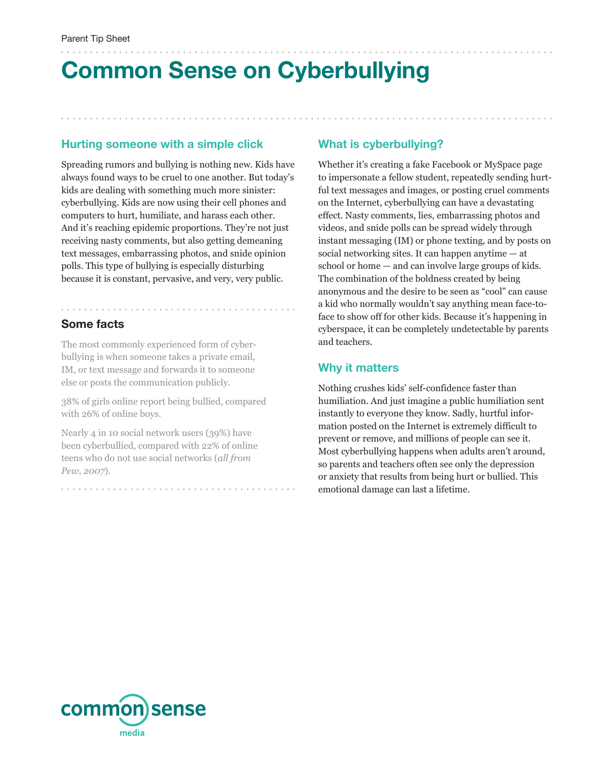Parent Tip Sheet

# Common Sense on Cyberbullying

## Hurting someone with a simple click

Spreading rumors and bullying is nothing new. Kids have always found ways to be cruel to one another. But today's kids are dealing with something much more sinister: cyberbullying. Kids are now using their cell phones and computers to hurt, humiliate, and harass each other. And it's reaching epidemic proportions. They're not just receiving nasty comments, but also getting demeaning text messages, embarrassing photos, and snide opinion polls. This type of bullying is especially disturbing because it is constant, pervasive, and very, very public.

## Some facts

The most commonly experienced form of cyberbullying is when someone takes a private email, IM, or text message and forwards it to someone else or posts the communication publicly.

38% of girls online report being bullied, compared with 26% of online boys.

Nearly 4 in 10 social network users (39%) have been cyberbullied, compared with 22% of online teens who do not use social networks (*all from Pew, 2007*).

## What is cyberbullying?

Whether it's creating a fake Facebook or MySpace page to impersonate a fellow student, repeatedly sending hurtful text messages and images, or posting cruel comments on the Internet, cyberbullying can have a devastating effect. Nasty comments, lies, embarrassing photos and videos, and snide polls can be spread widely through instant messaging (IM) or phone texting, and by posts on social networking sites. It can happen anytime — at school or home — and can involve large groups of kids. The combination of the boldness created by being anonymous and the desire to be seen as "cool" can cause a kid who normally wouldn't say anything mean face-to-face to show off for other kids. Because it's happening in cyberspace, it can be completely undetectable by parents and teachers.

## Why it matters

Nothing crushes kids' self-confidence faster than humiliation. And just imagine a public humiliation sent instantly to everyone they know. Sadly, hurtful information posted on the Internet is extremely difficult to prevent or remove, and millions of people can see it. Most cyberbullying happens when adults aren't around, so parents and teachers often see only the depression or anxiety that results from being hurt or bullied. This emotional damage can last a lifetime.

common sense media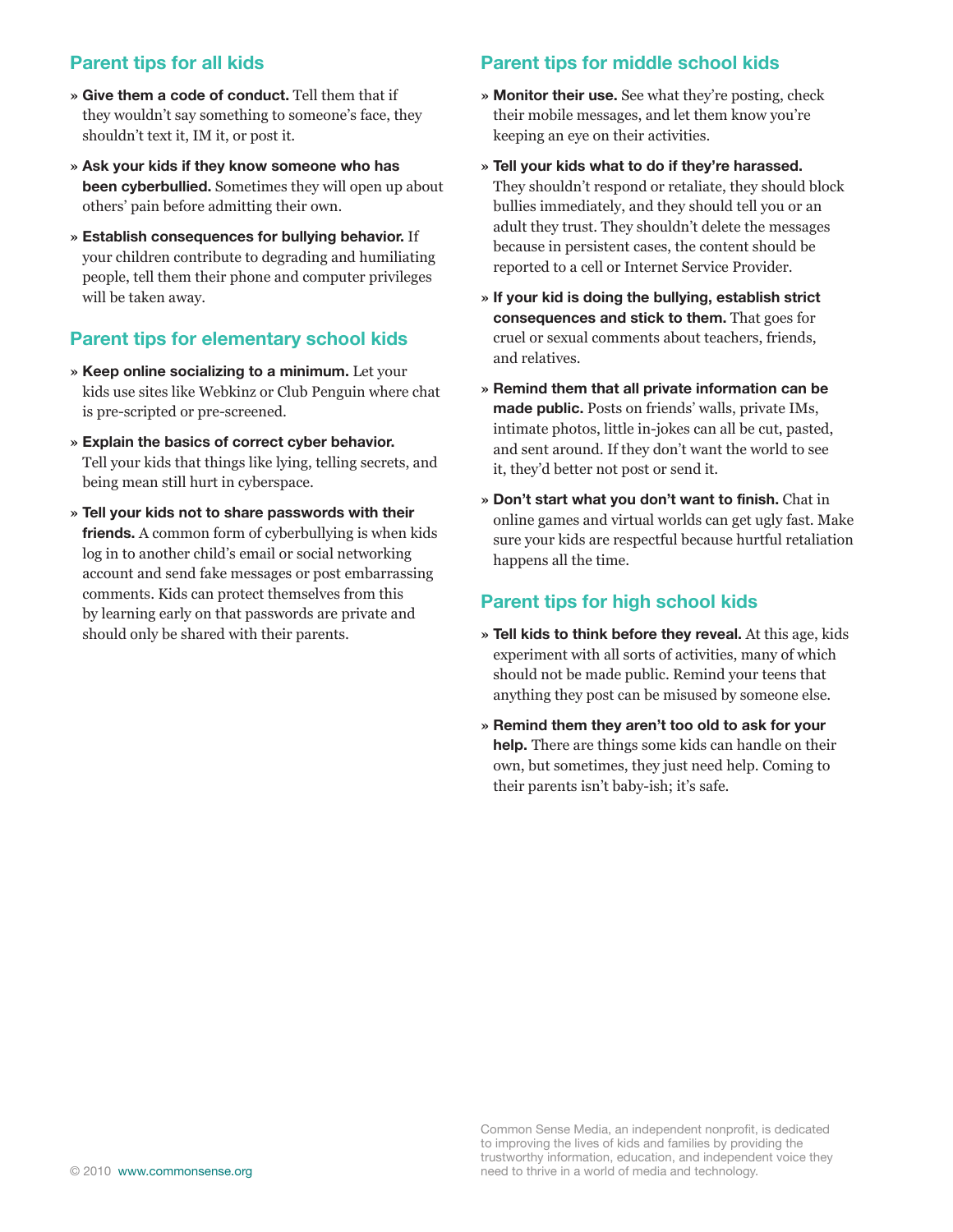## Parent tips for all kids

- **Give them a code of conduct.** Tell them that if they wouldn't say something to someone's face, they shouldn't text it, IM it, or post it.
- **Ask your kids if they know someone who has been cyberbullied.** Sometimes they will open up about others' pain before admitting their own.
- **Establish consequences for bullying behavior.** If your children contribute to degrading and humiliating people, tell them their phone and computer privileges will be taken away.

## Parent tips for elementary school kids

- **Keep online socializing to a minimum.** Let your kids use sites like Webkinz or Club Penguin where chat is pre-scripted or pre-screened.
- **Explain the basics of correct cyber behavior.** Tell your kids that things like lying, telling secrets, and being mean still hurt in cyberspace.
- **Tell your kids not to share passwords with their friends.** A common form of cyberbullying is when kids log in to another child's email or social networking account and send fake messages or post embarrassing comments. Kids can protect themselves from this by learning early on that passwords are private and should only be shared with their parents.

## Parent tips for middle school kids

- **Monitor their use.** See what they're posting, check their mobile messages, and let them know you're keeping an eye on their activities.
- **Tell your kids what to do if they're harassed.** They shouldn't respond or retaliate, they should block bullies immediately, and they should tell you or an adult they trust. They shouldn't delete the messages because in persistent cases, the content should be reported to a cell or Internet Service Provider.
- **If your kid is doing the bullying, establish strict consequences and stick to them.** That goes for cruel or sexual comments about teachers, friends, and relatives.
- **Remind them that all private information can be made public.** Posts on friends' walls, private IMs, intimate photos, little in-jokes can all be cut, pasted, and sent around. If they don't want the world to see it, they'd better not post or send it.
- **Don't start what you don't want to finish.** Chat in online games and virtual worlds can get ugly fast. Make sure your kids are respectful because hurtful retaliation happens all the time.

## Parent tips for high school kids

- **Tell kids to think before they reveal.** At this age, kids experiment with all sorts of activities, many of which should not be made public. Remind your teens that anything they post can be misused by someone else.
- **Remind them they aren't too old to ask for your help.** There are things some kids can handle on their own, but sometimes, they just need help. Coming to their parents isn't baby-ish; it's safe.

© 2010 www.commonsense.org

Common Sense Media, an independent nonprofit, is dedicated to improving the lives of kids and families by providing the trustworthy information, education, and independent voice they need to thrive in a world of media and technology.